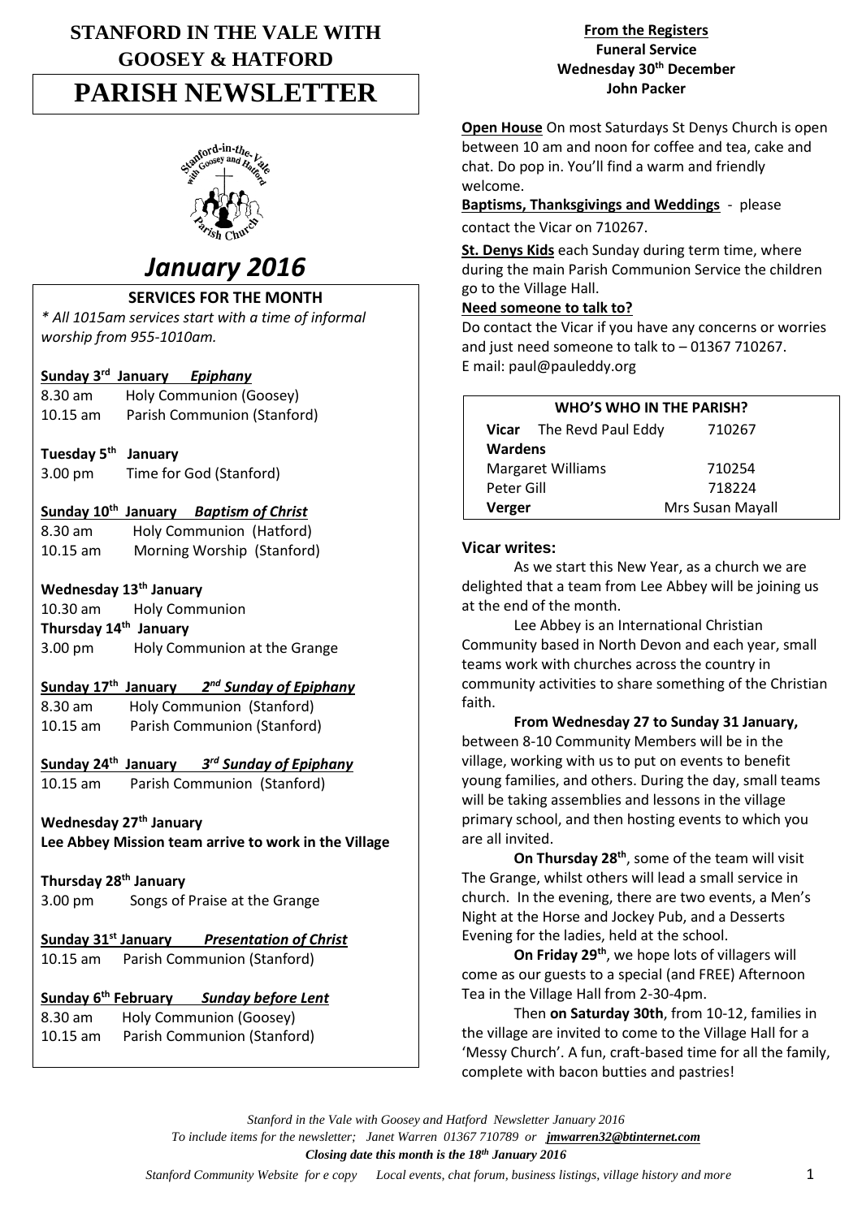# STANFORD IN THE VALE WITH GOOSEY & HATFORD

# PARISH NEWSLETTER

## *January 2016*

### SERVICES FOR THE MONTH

*\* All 1015am services start with a time of informal worship from 955-1010am.*

**Sunday 3rd January** ***Epiphany***
8.30 am Holy Communion (Goosey)
10.15 am Parish Communion (Stanford)

**Tuesday 5th January**
3.00 pm Time for God (Stanford)

**Sunday 10th January** ***Baptism of Christ***
8.30 am Holy Communion (Hatford)
10.15 am Morning Worship (Stanford)

**Wednesday 13th January**
10.30 am Holy Communion

**Thursday 14th January**
3.00 pm Holy Communion at the Grange

**Sunday 17th January** ***2nd Sunday of Epiphany***
8.30 am Holy Communion (Stanford)
10.15 am Parish Communion (Stanford)

**Sunday 24th January** ***3rd Sunday of Epiphany***
10.15 am Parish Communion (Stanford)

**Wednesday 27th January**
**Lee Abbey Mission team arrive to work in the Village**

**Thursday 28th January**
3.00 pm Songs of Praise at the Grange

**Sunday 31st January** ***Presentation of Christ***
10.15 am Parish Communion (Stanford)

**Sunday 6th February** ***Sunday before Lent***
8.30 am Holy Communion (Goosey)
10.15 am Parish Communion (Stanford)

**From the Registers**
**Funeral Service**
**Wednesday 30th December**
**John Packer**

**Open House** On most Saturdays St Denys Church is open between 10 am and noon for coffee and tea, cake and chat. Do pop in. You'll find a warm and friendly welcome.

**Baptisms, Thanksgivings and Weddings** - please contact the Vicar on 710267.

**St. Denys Kids** each Sunday during term time, where during the main Parish Communion Service the children go to the Village Hall.

**Need someone to talk to?**
Do contact the Vicar if you have any concerns or worries and just need someone to talk to – 01367 710267.
E mail: paul@pauleddy.org

| WHO'S WHO IN THE PARISH? | |
|---|---|
| **Vicar** The Revd Paul Eddy | 710267 |
| **Wardens** | |
| Margaret Williams | 710254 |
| Peter Gill | 718224 |
| **Verger** | Mrs Susan Mayall |

### Vicar writes:

As we start this New Year, as a church we are delighted that a team from Lee Abbey will be joining us at the end of the month.

Lee Abbey is an International Christian Community based in North Devon and each year, small teams work with churches across the country in community activities to share something of the Christian faith.

**From Wednesday 27 to Sunday 31 January,** between 8-10 Community Members will be in the village, working with us to put on events to benefit young families, and others. During the day, small teams will be taking assemblies and lessons in the village primary school, and then hosting events to which you are all invited.

**On Thursday 28th**, some of the team will visit The Grange, whilst others will lead a small service in church. In the evening, there are two events, a Men's Night at the Horse and Jockey Pub, and a Desserts Evening for the ladies, held at the school.

**On Friday 29th**, we hope lots of villagers will come as our guests to a special (and FREE) Afternoon Tea in the Village Hall from 2-30-4pm.

Then **on Saturday 30th**, from 10-12, families in the village are invited to come to the Village Hall for a 'Messy Church'. A fun, craft-based time for all the family, complete with bacon butties and pastries!

*Stanford in the Vale with Goosey and Hatford Newsletter January 2016*
*To include items for the newsletter; Janet Warren 01367 710789 or jmwarren32@btinternet.com*
***Closing date this month is the 18th January 2016***
*Stanford Community Website for e copy Local events, chat forum, business listings, village history and more*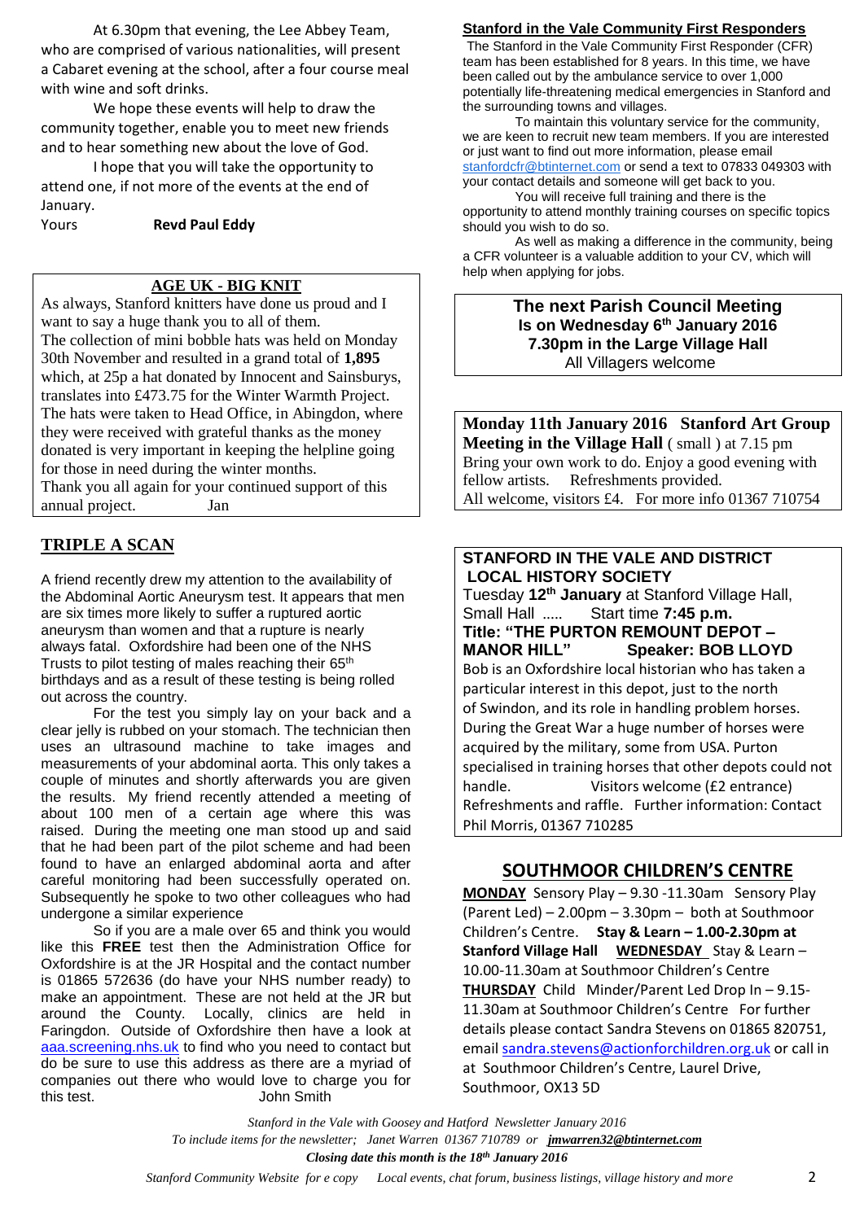At 6.30pm that evening, the Lee Abbey Team, who are comprised of various nationalities, will present a Cabaret evening at the school, after a four course meal with wine and soft drinks.

We hope these events will help to draw the community together, enable you to meet new friends and to hear something new about the love of God.

I hope that you will take the opportunity to attend one, if not more of the events at the end of January.

Yours **Revd Paul Eddy**

## AGE UK - BIG KNIT

As always, Stanford knitters have done us proud and I want to say a huge thank you to all of them.

The collection of mini bobble hats was held on Monday 30th November and resulted in a grand total of **1,895** which, at 25p a hat donated by Innocent and Sainsburys, translates into £473.75 for the Winter Warmth Project. The hats were taken to Head Office, in Abingdon, where they were received with grateful thanks as the money donated is very important in keeping the helpline going for those in need during the winter months.

Thank you all again for your continued support of this annual project. Jan

## TRIPLE A SCAN

A friend recently drew my attention to the availability of the Abdominal Aortic Aneurysm test. It appears that men are six times more likely to suffer a ruptured aortic aneurysm than women and that a rupture is nearly always fatal. Oxfordshire had been one of the NHS Trusts to pilot testing of males reaching their 65th birthdays and as a result of these testing is being rolled out across the country.

For the test you simply lay on your back and a clear jelly is rubbed on your stomach. The technician then uses an ultrasound machine to take images and measurements of your abdominal aorta. This only takes a couple of minutes and shortly afterwards you are given the results. My friend recently attended a meeting of about 100 men of a certain age where this was raised. During the meeting one man stood up and said that he had been part of the pilot scheme and had been found to have an enlarged abdominal aorta and after careful monitoring had been successfully operated on. Subsequently he spoke to two other colleagues who had undergone a similar experience

So if you are a male over 65 and think you would like this **FREE** test then the Administration Office for Oxfordshire is at the JR Hospital and the contact number is 01865 572636 (do have your NHS number ready) to make an appointment. These are not held at the JR but around the County. Locally, clinics are held in Faringdon. Outside of Oxfordshire then have a look at aaa.screening.nhs.uk to find who you need to contact but do be sure to use this address as there are a myriad of companies out there who would love to charge you for this test. John Smith

## Stanford in the Vale Community First Responders

The Stanford in the Vale Community First Responder (CFR) team has been established for 8 years. In this time, we have been called out by the ambulance service to over 1,000 potentially life-threatening medical emergencies in Stanford and the surrounding towns and villages.

To maintain this voluntary service for the community, we are keen to recruit new team members. If you are interested or just want to find out more information, please email stanfordcfr@btinternet.com or send a text to 07833 049303 with your contact details and someone will get back to you.

You will receive full training and there is the opportunity to attend monthly training courses on specific topics should you wish to do so.

As well as making a difference in the community, being a CFR volunteer is a valuable addition to your CV, which will help when applying for jobs.

**The next Parish Council Meeting**
**Is on Wednesday 6th January 2016**
**7.30pm in the Large Village Hall**
All Villagers welcome

**Monday 11th January 2016 Stanford Art Group Meeting in the Village Hall** ( small ) at 7.15 pm
Bring your own work to do. Enjoy a good evening with fellow artists. Refreshments provided.
All welcome, visitors £4. For more info 01367 710754

## STANFORD IN THE VALE AND DISTRICT LOCAL HISTORY SOCIETY

Tuesday **12th January** at Stanford Village Hall, Small Hall ..... Start time **7:45 p.m.**

**Title: "THE PURTON REMOUNT DEPOT – MANOR HILL" Speaker: BOB LLOYD**

Bob is an Oxfordshire local historian who has taken a particular interest in this depot, just to the north of Swindon, and its role in handling problem horses. During the Great War a huge number of horses were acquired by the military, some from USA. Purton specialised in training horses that other depots could not handle. Visitors welcome (£2 entrance) Refreshments and raffle. Further information: Contact Phil Morris, 01367 710285

## SOUTHMOOR CHILDREN'S CENTRE

**MONDAY** Sensory Play – 9.30 -11.30am Sensory Play (Parent Led) – 2.00pm – 3.30pm – both at Southmoor Children's Centre. **Stay & Learn – 1.00-2.30pm at Stanford Village Hall** **WEDNESDAY** Stay & Learn – 10.00-11.30am at Southmoor Children's Centre **THURSDAY** Child Minder/Parent Led Drop In – 9.15-11.30am at Southmoor Children's Centre For further details please contact Sandra Stevens on 01865 820751, email sandra.stevens@actionforchildren.org.uk or call in at Southmoor Children's Centre, Laurel Drive, Southmoor, OX13 5D

*Stanford in the Vale with Goosey and Hatford Newsletter January 2016*
*To include items for the newsletter; Janet Warren 01367 710789 or* ***jmwarren32@btinternet.com***
***Closing date this month is the 18th January 2016***
*Stanford Community Website for e copy Local events, chat forum, business listings, village history and more*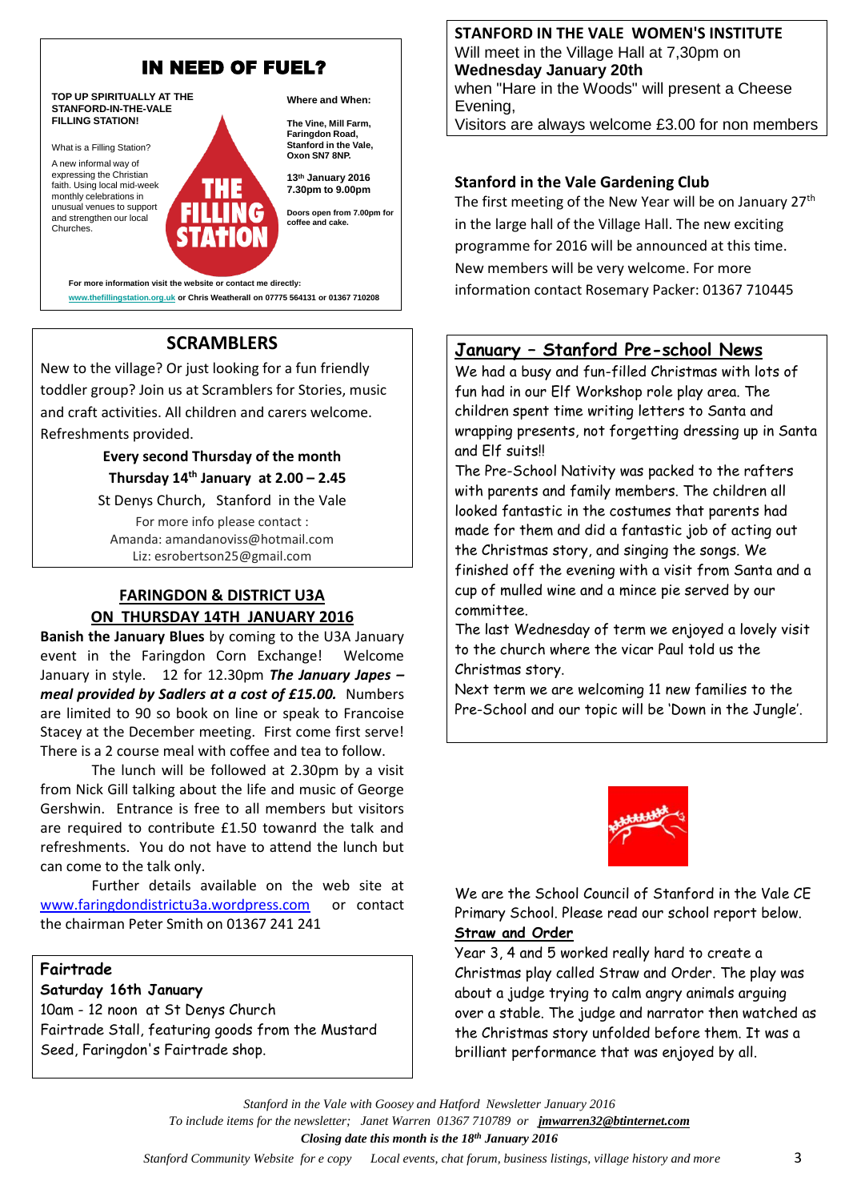## IN NEED OF FUEL?

**TOP UP SPIRITUALLY AT THE STANFORD-IN-THE-VALE FILLING STATION!**

What is a Filling Station?

A new informal way of expressing the Christian faith. Using local mid-week monthly celebrations in unusual venues to support and strengthen our local Churches.

THE FILLING STATION

**Where and When:**

**The Vine, Mill Farm, Faringdon Road, Stanford in the Vale, Oxon SN7 8NP.**

**13th January 2016 7.30pm to 9.00pm**

**Doors open from 7.00pm for coffee and cake.**

**For more information visit the website or contact me directly:**
**www.thefillingstation.org.uk or Chris Weatherall on 07775 564131 or 01367 710208**

## SCRAMBLERS

New to the village? Or just looking for a fun friendly toddler group? Join us at Scramblers for Stories, music and craft activities. All children and carers welcome. Refreshments provided.

**Every second Thursday of the month**

**Thursday 14th January at 2.00 – 2.45**

St Denys Church, Stanford in the Vale

For more info please contact :
Amanda: amandanoviss@hotmail.com
Liz: esrobertson25@gmail.com

## FARINGDON & DISTRICT U3A
## ON THURSDAY 14TH JANUARY 2016

**Banish the January Blues** by coming to the U3A January event in the Faringdon Corn Exchange! Welcome January in style. 12 for 12.30pm ***The January Japes – meal provided by Sadlers at a cost of £15.00.*** Numbers are limited to 90 so book on line or speak to Francoise Stacey at the December meeting. First come first serve! There is a 2 course meal with coffee and tea to follow.

The lunch will be followed at 2.30pm by a visit from Nick Gill talking about the life and music of George Gershwin. Entrance is free to all members but visitors are required to contribute £1.50 towanrd the talk and refreshments. You do not have to attend the lunch but can come to the talk only.

Further details available on the web site at www.faringdondistrictu3a.wordpress.com or contact the chairman Peter Smith on 01367 241 241

## Fairtrade

**Saturday 16th January**

10am - 12 noon at St Denys Church

Fairtrade Stall, featuring goods from the Mustard Seed, Faringdon's Fairtrade shop.

## STANFORD IN THE VALE WOMEN'S INSTITUTE

Will meet in the Village Hall at 7,30pm on
**Wednesday January 20th**
when "Hare in the Woods" will present a Cheese Evening,
Visitors are always welcome £3.00 for non members

## Stanford in the Vale Gardening Club

The first meeting of the New Year will be on January 27th in the large hall of the Village Hall. The new exciting programme for 2016 will be announced at this time. New members will be very welcome. For more information contact Rosemary Packer: 01367 710445

## January – Stanford Pre-school News

We had a busy and fun-filled Christmas with lots of fun had in our Elf Workshop role play area. The children spent time writing letters to Santa and wrapping presents, not forgetting dressing up in Santa and Elf suits!!

The Pre-School Nativity was packed to the rafters with parents and family members. The children all looked fantastic in the costumes that parents had made for them and did a fantastic job of acting out the Christmas story, and singing the songs. We finished off the evening with a visit from Santa and a cup of mulled wine and a mince pie served by our committee.

The last Wednesday of term we enjoyed a lovely visit to the church where the vicar Paul told us the Christmas story.

Next term we are welcoming 11 new families to the Pre-School and our topic will be 'Down in the Jungle'.

We are the School Council of Stanford in the Vale CE Primary School. Please read our school report below.

**Straw and Order**

Year 3, 4 and 5 worked really hard to create a Christmas play called Straw and Order. The play was about a judge trying to calm angry animals arguing over a stable. The judge and narrator then watched as the Christmas story unfolded before them. It was a brilliant performance that was enjoyed by all.

*Stanford in the Vale with Goosey and Hatford Newsletter January 2016*
*To include items for the newsletter; Janet Warren 01367 710789 or* ***jmwarren32@btinternet.com***
***Closing date this month is the 18th January 2016***
*Stanford Community Website for e copy Local events, chat forum, business listings, village history and more*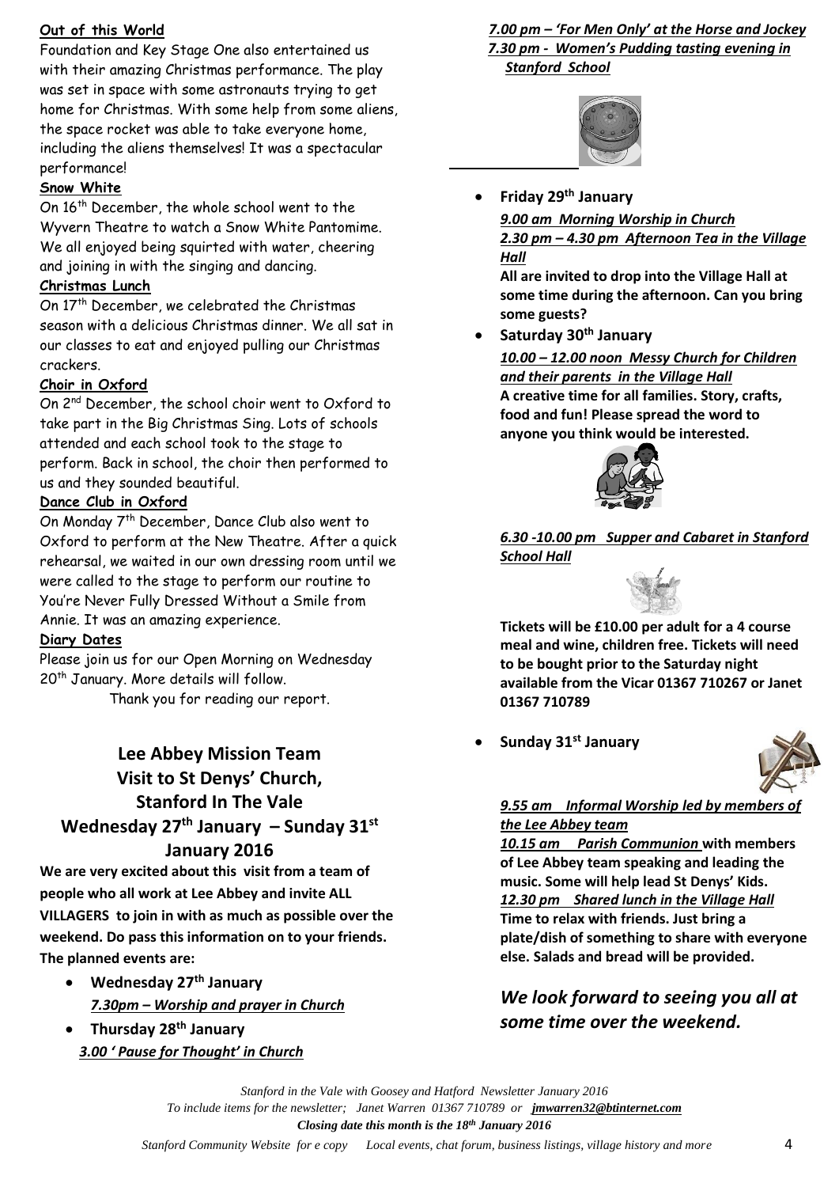**Out of this World**

Foundation and Key Stage One also entertained us with their amazing Christmas performance. The play was set in space with some astronauts trying to get home for Christmas. With some help from some aliens, the space rocket was able to take everyone home, including the aliens themselves! It was a spectacular performance!

**Snow White**

On 16th December, the whole school went to the Wyvern Theatre to watch a Snow White Pantomime. We all enjoyed being squirted with water, cheering and joining in with the singing and dancing.

**Christmas Lunch**

On 17th December, we celebrated the Christmas season with a delicious Christmas dinner. We all sat in our classes to eat and enjoyed pulling our Christmas crackers.

**Choir in Oxford**

On 2nd December, the school choir went to Oxford to take part in the Big Christmas Sing. Lots of schools attended and each school took to the stage to perform. Back in school, the choir then performed to us and they sounded beautiful.

**Dance Club in Oxford**

On Monday 7th December, Dance Club also went to Oxford to perform at the New Theatre. After a quick rehearsal, we waited in our own dressing room until we were called to the stage to perform our routine to You're Never Fully Dressed Without a Smile from Annie. It was an amazing experience.

**Diary Dates**

Please join us for our Open Morning on Wednesday 20th January. More details will follow.

Thank you for reading our report.

## Lee Abbey Mission Team Visit to St Denys' Church, Stanford In The Vale Wednesday 27th January – Sunday 31st January 2016

**We are very excited about this visit from a team of people who all work at Lee Abbey and invite ALL VILLAGERS to join in with as much as possible over the weekend. Do pass this information on to your friends. The planned events are:**

- **Wednesday 27th January**
  *7.30pm – Worship and prayer in Church*
- **Thursday 28th January**
  *3.00 ' Pause for Thought' in Church*
  *7.00 pm – 'For Men Only' at the Horse and Jockey*
  *7.30 pm - Women's Pudding tasting evening in Stanford School*
- **Friday 29th January**
  *9.00 am Morning Worship in Church*
  *2.30 pm – 4.30 pm Afternoon Tea in the Village Hall*
  **All are invited to drop into the Village Hall at some time during the afternoon. Can you bring some guests?**
- **Saturday 30th January**
  *10.00 – 12.00 noon Messy Church for Children and their parents in the Village Hall*
  **A creative time for all families. Story, crafts, food and fun! Please spread the word to anyone you think would be interested.**

  *6.30 -10.00 pm Supper and Cabaret in Stanford School Hall*

  **Tickets will be £10.00 per adult for a 4 course meal and wine, children free. Tickets will need to be bought prior to the Saturday night available from the Vicar 01367 710267 or Janet 01367 710789**
- **Sunday 31st January**
  *9.55 am Informal Worship led by members of the Lee Abbey team*
  *10.15 am Parish Communion* **with members of Lee Abbey team speaking and leading the music. Some will help lead St Denys' Kids.**
  *12.30 pm Shared lunch in the Village Hall*
  **Time to relax with friends. Just bring a plate/dish of something to share with everyone else. Salads and bread will be provided.**

### *We look forward to seeing you all at some time over the weekend.*

*Stanford in the Vale with Goosey and Hatford Newsletter January 2016*
*To include items for the newsletter; Janet Warren 01367 710789 or jmwarren32@btinternet.com*
***Closing date this month is the 18th January 2016***
*Stanford Community Website for e copy Local events, chat forum, business listings, village history and more*